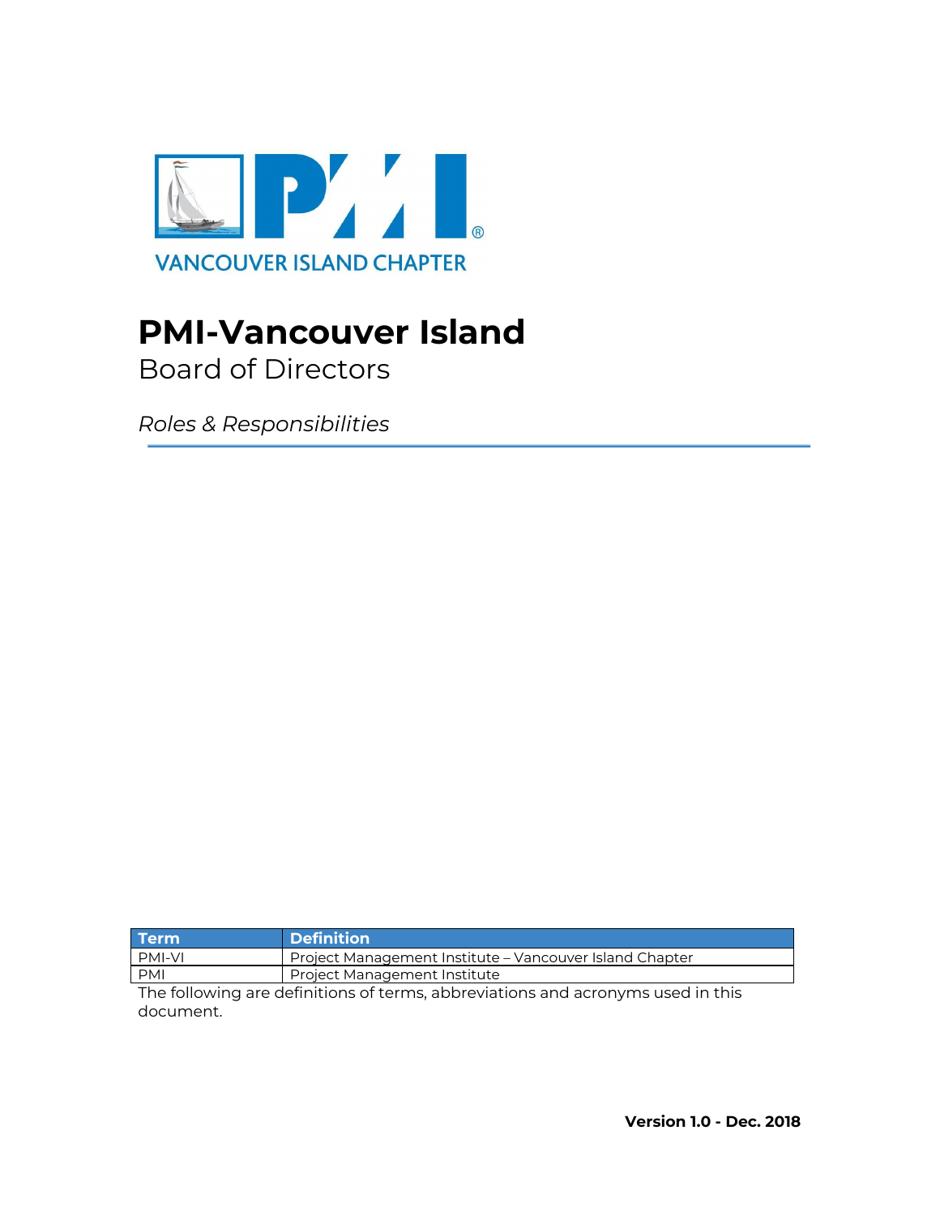VANCOUVER ISLAND CHAPTER

# PMI-Vancouver Island

## Board of Directors

*Roles & Responsibilities*

| Term | Definition |
|---|---|
| PMI-VI | Project Management Institute – Vancouver Island Chapter |
| PMI | Project Management Institute |

The following are definitions of terms, abbreviations and acronyms used in this document.

**Version 1.0 - Dec. 2018**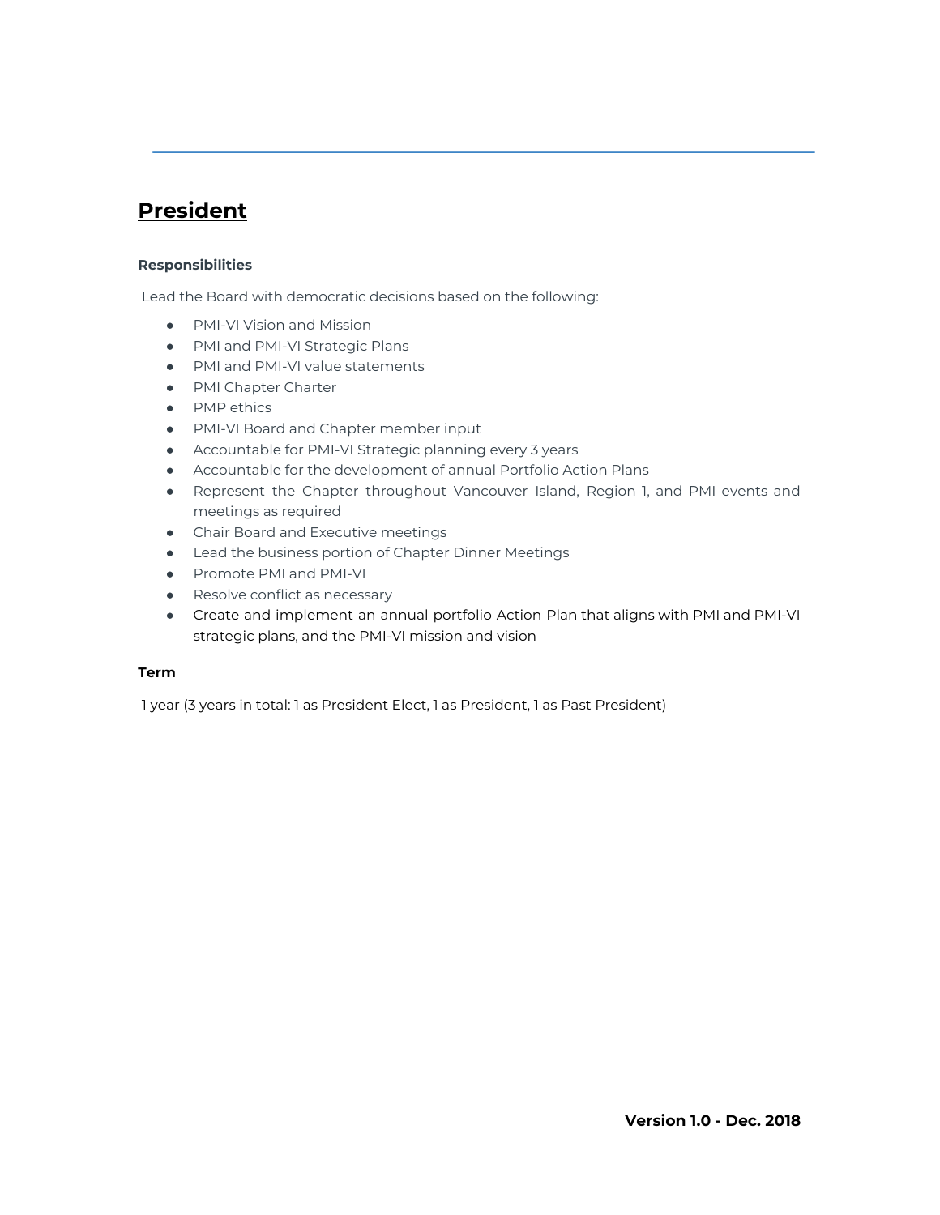# President

**Responsibilities**

Lead the Board with democratic decisions based on the following:

- PMI-VI Vision and Mission
- PMI and PMI-VI Strategic Plans
- PMI and PMI-VI value statements
- PMI Chapter Charter
- PMP ethics
- PMI-VI Board and Chapter member input
- Accountable for PMI-VI Strategic planning every 3 years
- Accountable for the development of annual Portfolio Action Plans
- Represent the Chapter throughout Vancouver Island, Region 1, and PMI events and meetings as required
- Chair Board and Executive meetings
- Lead the business portion of Chapter Dinner Meetings
- Promote PMI and PMI-VI
- Resolve conflict as necessary
- Create and implement an annual portfolio Action Plan that aligns with PMI and PMI-VI strategic plans, and the PMI-VI mission and vision

**Term**

1 year (3 years in total: 1 as President Elect, 1 as President, 1 as Past President)

**Version 1.0 - Dec. 2018**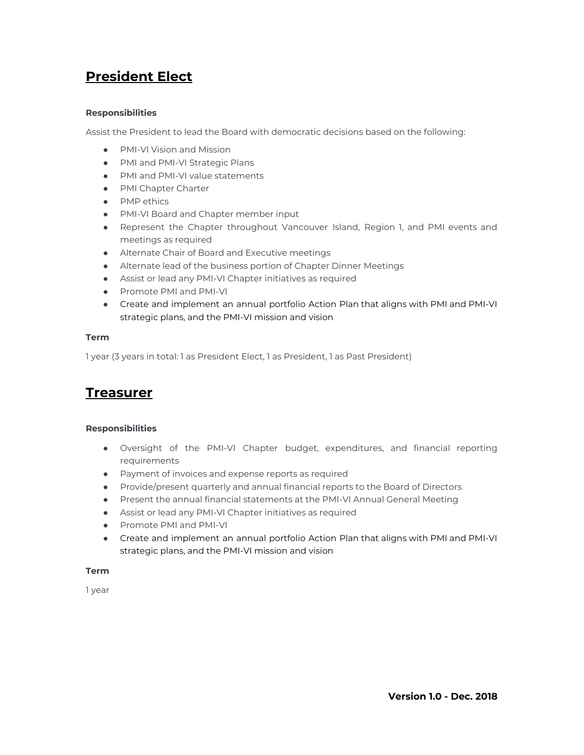## President Elect

#### Responsibilities

Assist the President to lead the Board with democratic decisions based on the following:

- PMI-VI Vision and Mission
- PMI and PMI-VI Strategic Plans
- PMI and PMI-VI value statements
- PMI Chapter Charter
- PMP ethics
- PMI-VI Board and Chapter member input
- Represent the Chapter throughout Vancouver Island, Region 1, and PMI events and meetings as required
- Alternate Chair of Board and Executive meetings
- Alternate lead of the business portion of Chapter Dinner Meetings
- Assist or lead any PMI-VI Chapter initiatives as required
- Promote PMI and PMI-VI
- Create and implement an annual portfolio Action Plan that aligns with PMI and PMI-VI strategic plans, and the PMI-VI mission and vision

#### Term

1 year (3 years in total: 1 as President Elect, 1 as President, 1 as Past President)

## Treasurer

#### Responsibilities

- Oversight of the PMI-VI Chapter budget, expenditures, and financial reporting requirements
- Payment of invoices and expense reports as required
- Provide/present quarterly and annual financial reports to the Board of Directors
- Present the annual financial statements at the PMI-VI Annual General Meeting
- Assist or lead any PMI-VI Chapter initiatives as required
- Promote PMI and PMI-VI
- Create and implement an annual portfolio Action Plan that aligns with PMI and PMI-VI strategic plans, and the PMI-VI mission and vision

#### Term

1 year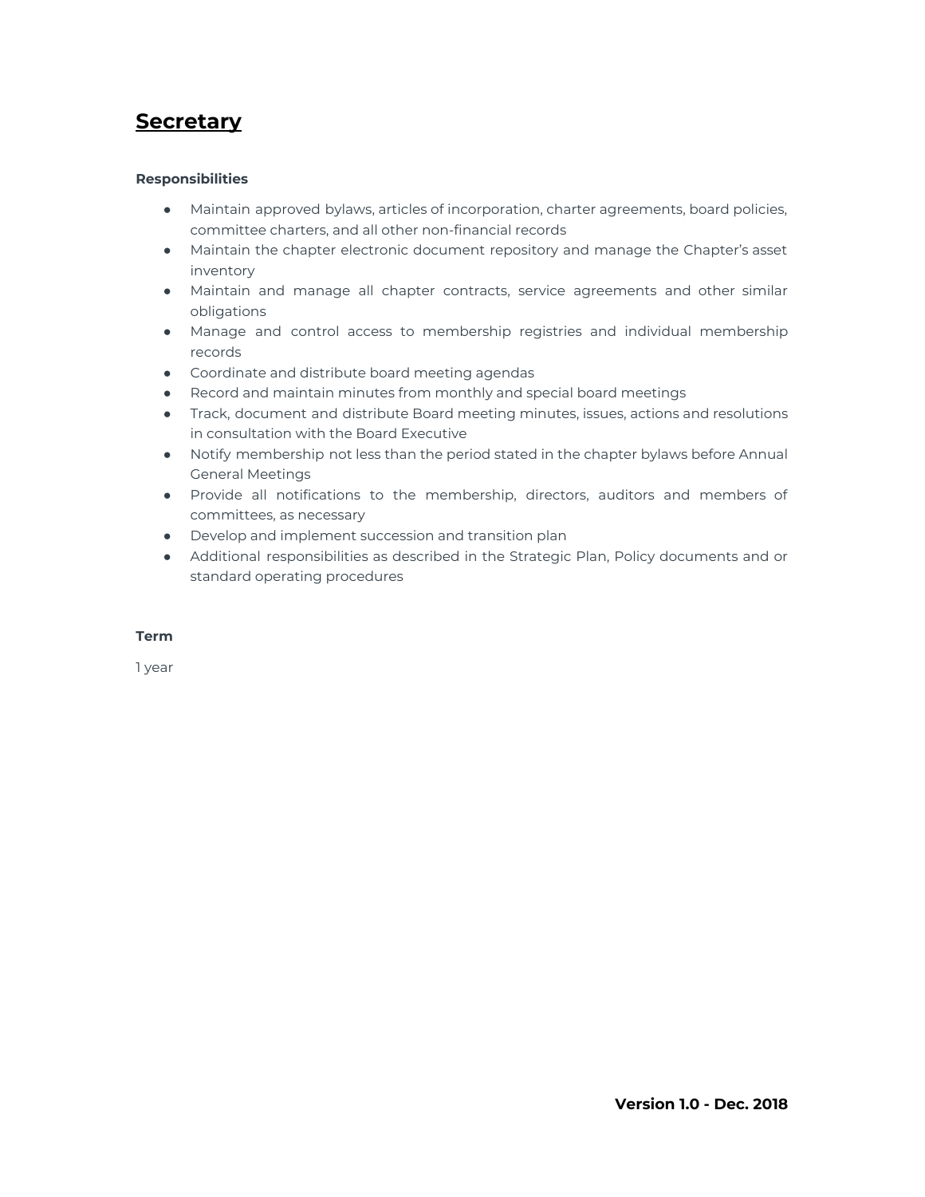## Secretary

**Responsibilities**

- Maintain approved bylaws, articles of incorporation, charter agreements, board policies, committee charters, and all other non-financial records
- Maintain the chapter electronic document repository and manage the Chapter's asset inventory
- Maintain and manage all chapter contracts, service agreements and other similar obligations
- Manage and control access to membership registries and individual membership records
- Coordinate and distribute board meeting agendas
- Record and maintain minutes from monthly and special board meetings
- Track, document and distribute Board meeting minutes, issues, actions and resolutions in consultation with the Board Executive
- Notify membership not less than the period stated in the chapter bylaws before Annual General Meetings
- Provide all notifications to the membership, directors, auditors and members of committees, as necessary
- Develop and implement succession and transition plan
- Additional responsibilities as described in the Strategic Plan, Policy documents and or standard operating procedures

**Term**

1 year

**Version 1.0 - Dec. 2018**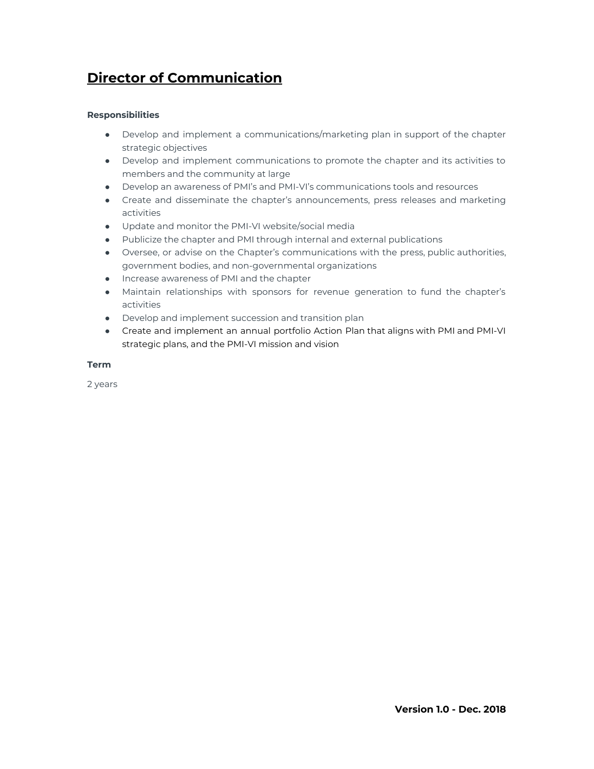## Director of Communication

**Responsibilities**

- Develop and implement a communications/marketing plan in support of the chapter strategic objectives
- Develop and implement communications to promote the chapter and its activities to members and the community at large
- Develop an awareness of PMI's and PMI-VI's communications tools and resources
- Create and disseminate the chapter's announcements, press releases and marketing activities
- Update and monitor the PMI-VI website/social media
- Publicize the chapter and PMI through internal and external publications
- Oversee, or advise on the Chapter's communications with the press, public authorities, government bodies, and non-governmental organizations
- Increase awareness of PMI and the chapter
- Maintain relationships with sponsors for revenue generation to fund the chapter's activities
- Develop and implement succession and transition plan
- Create and implement an annual portfolio Action Plan that aligns with PMI and PMI-VI strategic plans, and the PMI-VI mission and vision

**Term**

2 years

**Version 1.0 - Dec. 2018**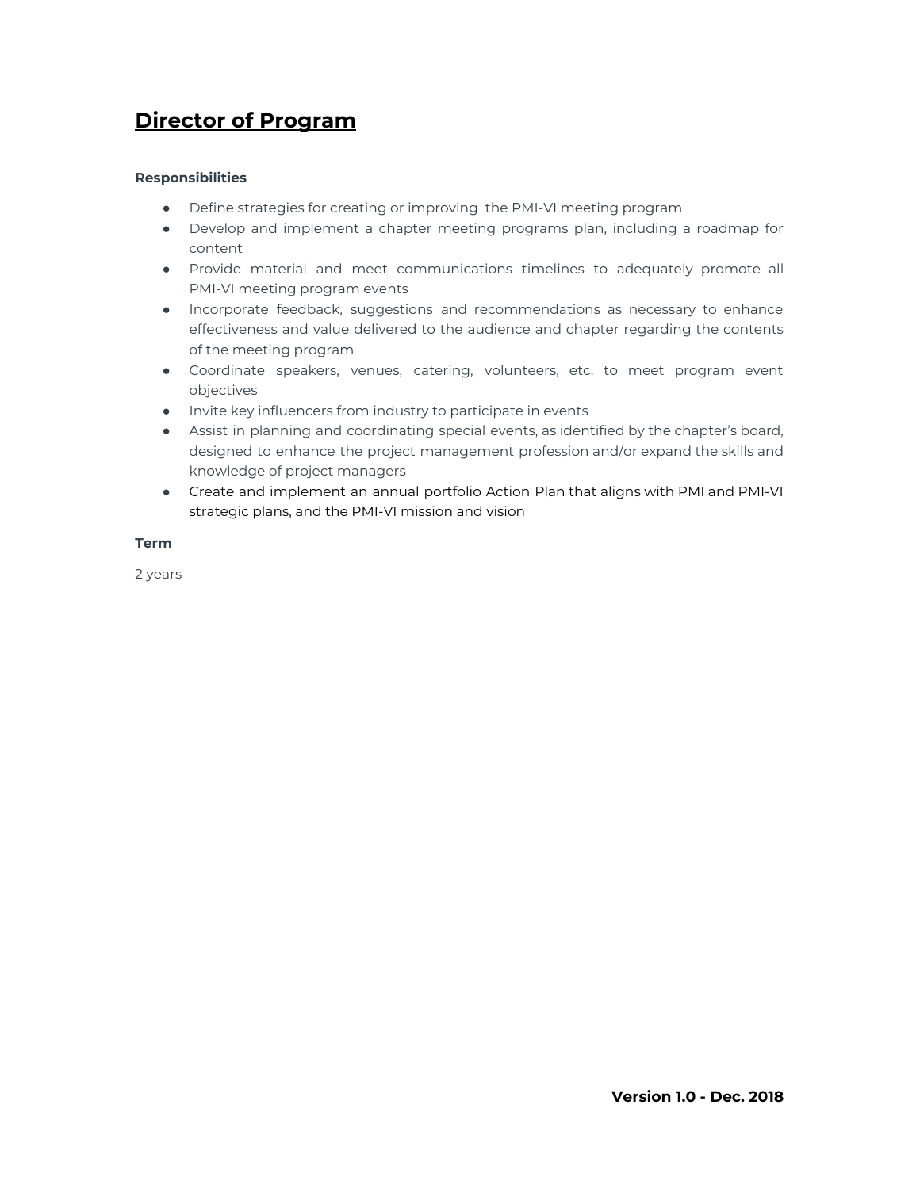## Director of Program

**Responsibilities**

- Define strategies for creating or improving  the PMI-VI meeting program
- Develop and implement a chapter meeting programs plan, including a roadmap for content
- Provide material and meet communications timelines to adequately promote all PMI-VI meeting program events
- Incorporate feedback, suggestions and recommendations as necessary to enhance effectiveness and value delivered to the audience and chapter regarding the contents of the meeting program
- Coordinate speakers, venues, catering, volunteers, etc. to meet program event objectives
- Invite key influencers from industry to participate in events
- Assist in planning and coordinating special events, as identified by the chapter's board, designed to enhance the project management profession and/or expand the skills and knowledge of project managers
- Create and implement an annual portfolio Action Plan that aligns with PMI and PMI-VI strategic plans, and the PMI-VI mission and vision

**Term**

2 years

**Version 1.0 - Dec. 2018**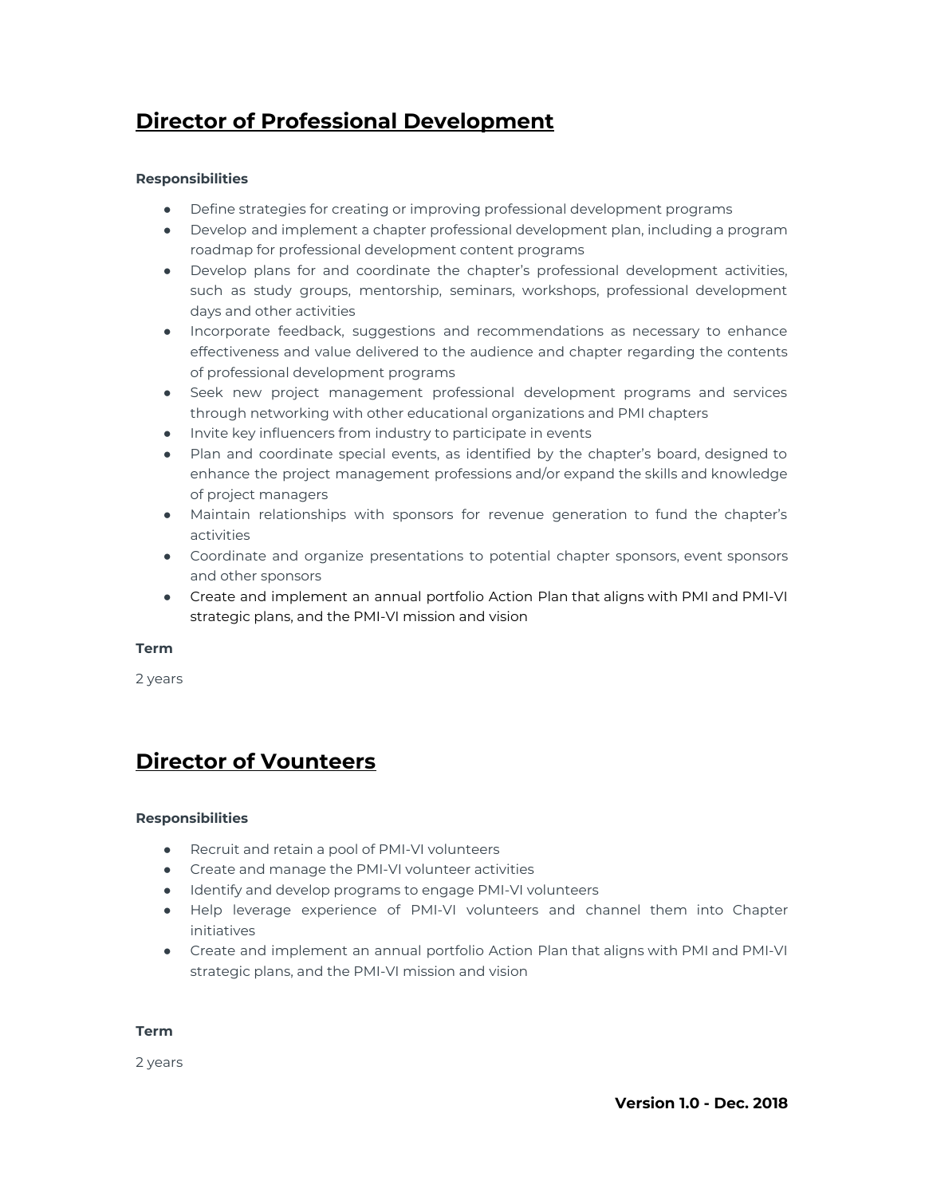## **Director of Professional Development**

**Responsibilities**

- Define strategies for creating or improving professional development programs
- Develop and implement a chapter professional development plan, including a program roadmap for professional development content programs
- Develop plans for and coordinate the chapter's professional development activities, such as study groups, mentorship, seminars, workshops, professional development days and other activities
- Incorporate feedback, suggestions and recommendations as necessary to enhance effectiveness and value delivered to the audience and chapter regarding the contents of professional development programs
- Seek new project management professional development programs and services through networking with other educational organizations and PMI chapters
- Invite key influencers from industry to participate in events
- Plan and coordinate special events, as identified by the chapter's board, designed to enhance the project management professions and/or expand the skills and knowledge of project managers
- Maintain relationships with sponsors for revenue generation to fund the chapter's activities
- Coordinate and organize presentations to potential chapter sponsors, event sponsors and other sponsors
- Create and implement an annual portfolio Action Plan that aligns with PMI and PMI-VI strategic plans, and the PMI-VI mission and vision

**Term**

2 years

## **Director of Vounteers**

**Responsibilities**

- Recruit and retain a pool of PMI-VI volunteers
- Create and manage the PMI-VI volunteer activities
- Identify and develop programs to engage PMI-VI volunteers
- Help leverage experience of PMI-VI volunteers and channel them into Chapter initiatives
- Create and implement an annual portfolio Action Plan that aligns with PMI and PMI-VI strategic plans, and the PMI-VI mission and vision

**Term**

2 years

**Version 1.0 - Dec. 2018**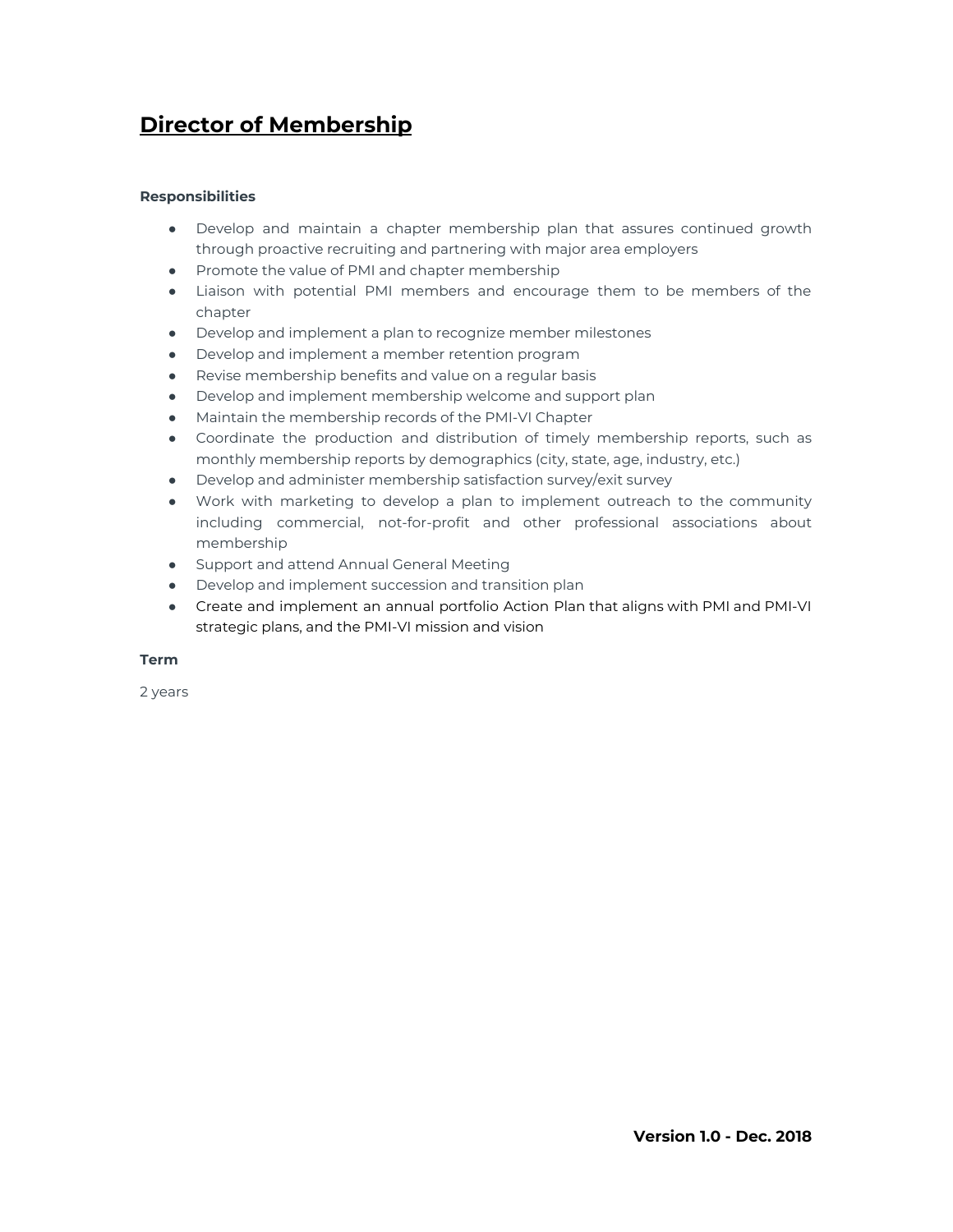# Director of Membership

**Responsibilities**

- Develop and maintain a chapter membership plan that assures continued growth through proactive recruiting and partnering with major area employers
- Promote the value of PMI and chapter membership
- Liaison with potential PMI members and encourage them to be members of the chapter
- Develop and implement a plan to recognize member milestones
- Develop and implement a member retention program
- Revise membership benefits and value on a regular basis
- Develop and implement membership welcome and support plan
- Maintain the membership records of the PMI-VI Chapter
- Coordinate the production and distribution of timely membership reports, such as monthly membership reports by demographics (city, state, age, industry, etc.)
- Develop and administer membership satisfaction survey/exit survey
- Work with marketing to develop a plan to implement outreach to the community including commercial, not-for-profit and other professional associations about membership
- Support and attend Annual General Meeting
- Develop and implement succession and transition plan
- Create and implement an annual portfolio Action Plan that aligns with PMI and PMI-VI strategic plans, and the PMI-VI mission and vision

**Term**

2 years

**Version 1.0 - Dec. 2018**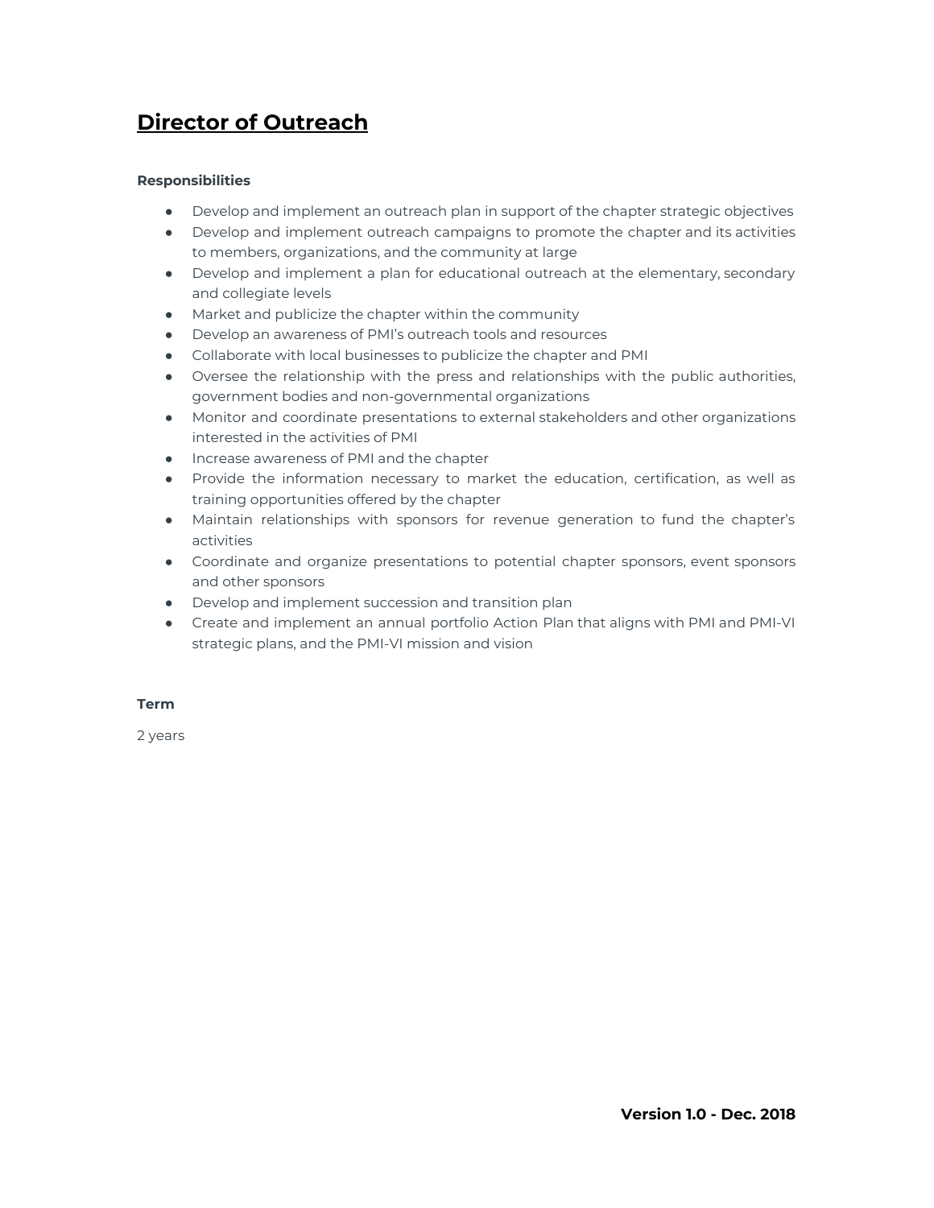# Director of Outreach

**Responsibilities**

- Develop and implement an outreach plan in support of the chapter strategic objectives
- Develop and implement outreach campaigns to promote the chapter and its activities to members, organizations, and the community at large
- Develop and implement a plan for educational outreach at the elementary, secondary and collegiate levels
- Market and publicize the chapter within the community
- Develop an awareness of PMI's outreach tools and resources
- Collaborate with local businesses to publicize the chapter and PMI
- Oversee the relationship with the press and relationships with the public authorities, government bodies and non-governmental organizations
- Monitor and coordinate presentations to external stakeholders and other organizations interested in the activities of PMI
- Increase awareness of PMI and the chapter
- Provide the information necessary to market the education, certification, as well as training opportunities offered by the chapter
- Maintain relationships with sponsors for revenue generation to fund the chapter's activities
- Coordinate and organize presentations to potential chapter sponsors, event sponsors and other sponsors
- Develop and implement succession and transition plan
- Create and implement an annual portfolio Action Plan that aligns with PMI and PMI-VI strategic plans, and the PMI-VI mission and vision

**Term**

2 years

**Version 1.0 - Dec. 2018**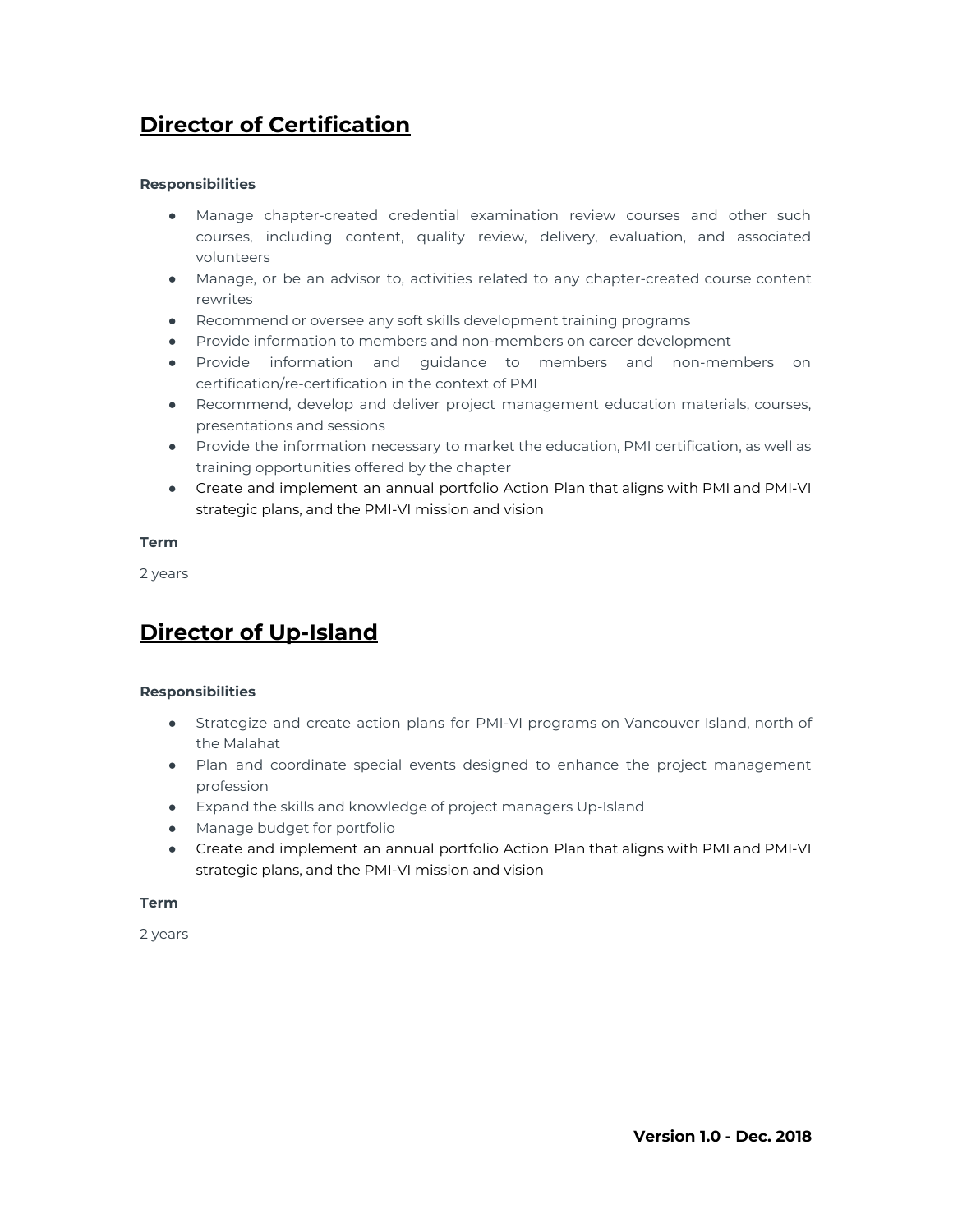## Director of Certification

**Responsibilities**

- Manage chapter-created credential examination review courses and other such courses, including content, quality review, delivery, evaluation, and associated volunteers
- Manage, or be an advisor to, activities related to any chapter-created course content rewrites
- Recommend or oversee any soft skills development training programs
- Provide information to members and non-members on career development
- Provide information and guidance to members and non-members on certification/re-certification in the context of PMI
- Recommend, develop and deliver project management education materials, courses, presentations and sessions
- Provide the information necessary to market the education, PMI certification, as well as training opportunities offered by the chapter
- Create and implement an annual portfolio Action Plan that aligns with PMI and PMI-VI strategic plans, and the PMI-VI mission and vision

**Term**

2 years

## Director of Up-Island

**Responsibilities**

- Strategize and create action plans for PMI-VI programs on Vancouver Island, north of the Malahat
- Plan and coordinate special events designed to enhance the project management profession
- Expand the skills and knowledge of project managers Up-Island
- Manage budget for portfolio
- Create and implement an annual portfolio Action Plan that aligns with PMI and PMI-VI strategic plans, and the PMI-VI mission and vision

**Term**

2 years

**Version 1.0 - Dec. 2018**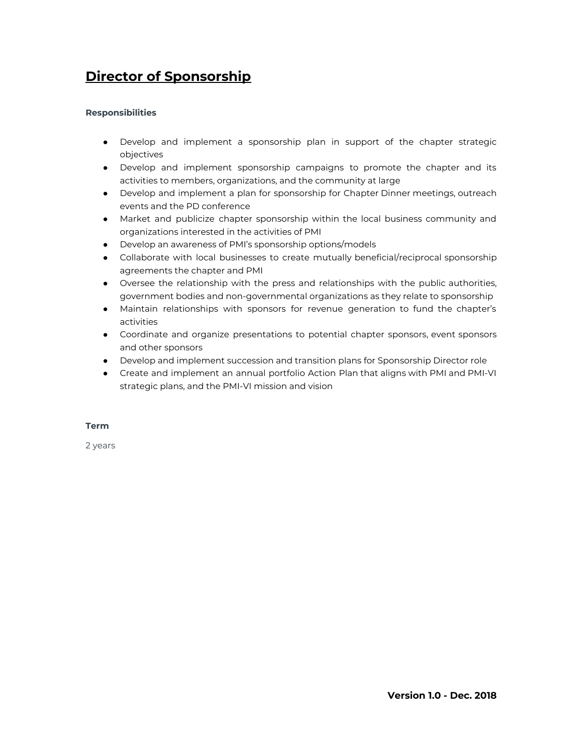# Director of Sponsorship

**Responsibilities**

- Develop and implement a sponsorship plan in support of the chapter strategic objectives
- Develop and implement sponsorship campaigns to promote the chapter and its activities to members, organizations, and the community at large
- Develop and implement a plan for sponsorship for Chapter Dinner meetings, outreach events and the PD conference
- Market and publicize chapter sponsorship within the local business community and organizations interested in the activities of PMI
- Develop an awareness of PMI's sponsorship options/models
- Collaborate with local businesses to create mutually beneficial/reciprocal sponsorship agreements the chapter and PMI
- Oversee the relationship with the press and relationships with the public authorities, government bodies and non-governmental organizations as they relate to sponsorship
- Maintain relationships with sponsors for revenue generation to fund the chapter's activities
- Coordinate and organize presentations to potential chapter sponsors, event sponsors and other sponsors
- Develop and implement succession and transition plans for Sponsorship Director role
- Create and implement an annual portfolio Action Plan that aligns with PMI and PMI-VI strategic plans, and the PMI-VI mission and vision

**Term**

2 years

**Version 1.0 - Dec. 2018**